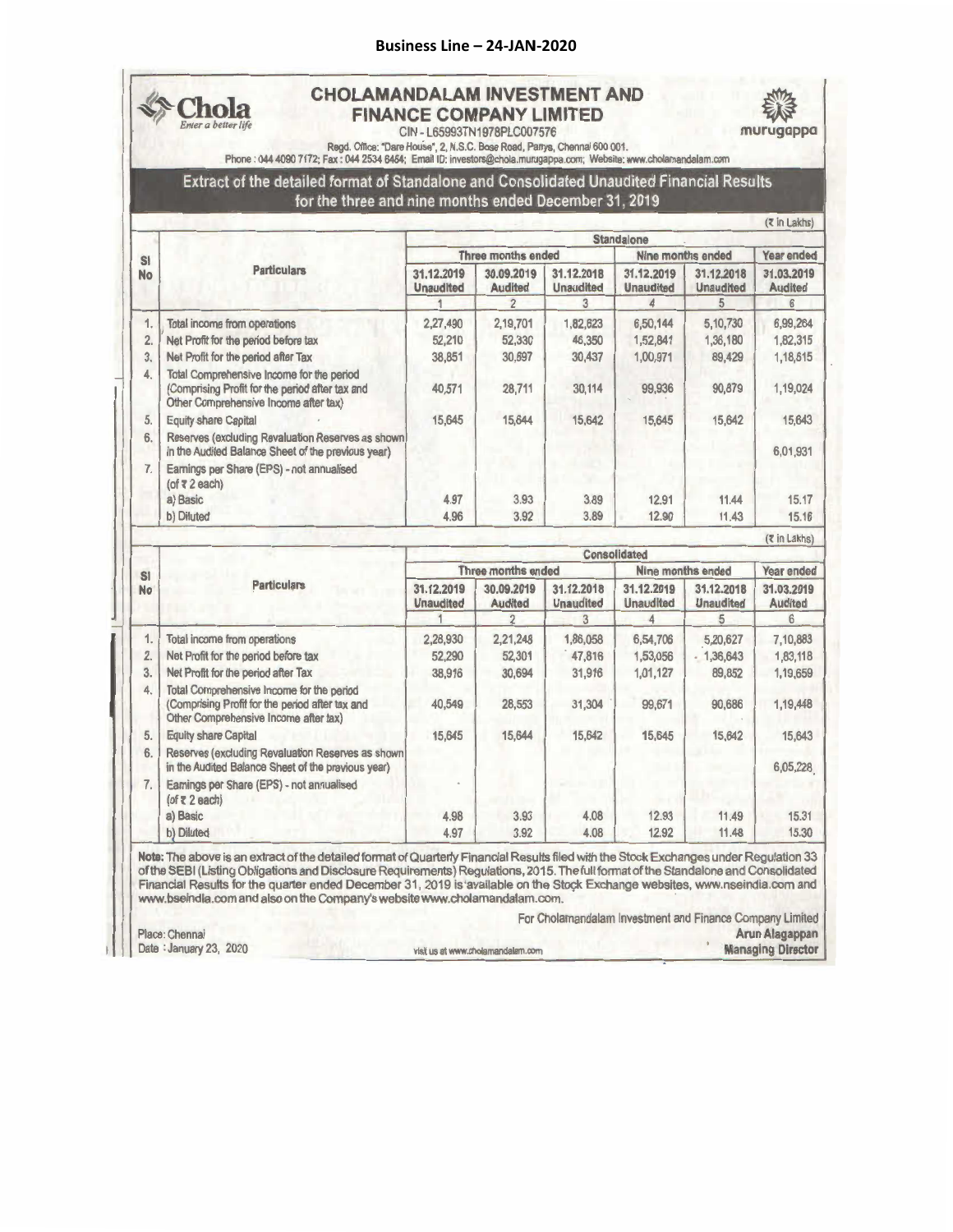**Business Line – 24-JAN-2020**

# CHOLAMANDALAM INVESTMENT AND FINANCE COMPANY LIMITED

Chola — *Enter a better life*

murugappa

CIN - L65993TN1978PLC007576

Regd. Office: "Dare House", 2, N.S.C. Bose Road, Parrys, Chennai 600 001.

Phone : 044 4090 7172; Fax : 044 2534 6464; Email ID: investors@chola.murugappa.com; Website: www.cholamandalam.com

## Extract of the detailed format of Standalone and Consolidated Unaudited Financial Results for the three and nine months ended December 31, 2019

(₹ in Lakhs)

| Sl No | Particulars | Standalone | | | | | |
|---|---|---|---|---|---|---|---|
| | | Three months ended | | | Nine months ended | | Year ended |
| | | 31.12.2019 Unaudited | 30.09.2019 Audited | 31.12.2018 Unaudited | 31.12.2019 Unaudited | 31.12.2018 Unaudited | 31.03.2019 Audited |
| | | 1 | 2 | 3 | 4 | 5 | 6 |
| 1. | Total income from operations | 2,27,490 | 2,19,701 | 1,82,823 | 6,50,144 | 5,10,730 | 6,99,264 |
| 2. | Net Profit for the period before tax | 52,210 | 52,330 | 46,350 | 1,52,841 | 1,36,180 | 1,82,315 |
| 3. | Net Profit for the period after Tax | 38,851 | 30,697 | 30,437 | 1,00,971 | 89,429 | 1,18,615 |
| 4. | Total Comprehensive Income for the period (Comprising Profit for the period after tax and Other Comprehensive Income after tax) | 40,571 | 28,711 | 30,114 | 99,936 | 90,879 | 1,19,024 |
| 5. | Equity share Capital | 15,645 | 15,644 | 15,642 | 15,645 | 15,642 | 15,643 |
| 6. | Reserves (excluding Revaluation Reserves as shown in the Audited Balance Sheet of the previous year) | | | | | | 6,01,931 |
| 7. | Earnings per Share (EPS) - not annualised (of ₹ 2 each) | | | | | | |
| | a) Basic | 4.97 | 3.93 | 3.89 | 12.91 | 11.44 | 15.17 |
| | b) Diluted | 4.96 | 3.92 | 3.89 | 12.90 | 11.43 | 15.16 |

(₹ in Lakhs)

| Sl No | Particulars | Consolidated | | | | | |
|---|---|---|---|---|---|---|---|
| | | Three months ended | | | Nine months ended | | Year ended |
| | | 31.12.2019 Unaudited | 30.09.2019 Audited | 31.12.2018 Unaudited | 31.12.2019 Unaudited | 31.12.2018 Unaudited | 31.03.2019 Audited |
| | | 1 | 2 | 3 | 4 | 5 | 6 |
| 1. | Total income from operations | 2,28,930 | 2,21,248 | 1,86,058 | 6,54,706 | 5,20,627 | 7,10,883 |
| 2. | Net Profit for the period before tax | 52,290 | 52,301 | 47,816 | 1,53,056 | 1,36,643 | 1,83,118 |
| 3. | Net Profit for the period after Tax | 38,916 | 30,694 | 31,916 | 1,01,127 | 89,852 | 1,19,659 |
| 4. | Total Comprehensive Income for the period (Comprising Profit for the period after tax and Other Comprehensive Income after tax) | 40,549 | 28,553 | 31,304 | 99,671 | 90,686 | 1,19,448 |
| 5. | Equity share Capital | 15,645 | 15,644 | 15,642 | 15,645 | 15,642 | 15,643 |
| 6. | Reserves (excluding Revaluation Reserves as shown in the Audited Balance Sheet of the previous year) | | | | | | 6,05,226 |
| 7. | Earnings per Share (EPS) - not annualised (of ₹ 2 each) | | | | | | |
| | a) Basic | 4.98 | 3.93 | 4.08 | 12.93 | 11.49 | 15.31 |
| | b) Diluted | 4.97 | 3.92 | 4.08 | 12.92 | 11.48 | 15.30 |

**Note:** The above is an extract of the detailed format of Quarterly Financial Results filed with the Stock Exchanges under Regulation 33 of the SEBI (Listing Obligations and Disclosure Requirements) Regulations, 2015. The full format of the Standalone and Consolidated Financial Results for the quarter ended December 31, 2019 is available on the Stock Exchange websites, www.nseindia.com and www.bseindia.com and also on the Company's website www.cholamandalam.com.

For Cholamandalam Investment and Finance Company Limited

**Arun Alagappan**

**Managing Director**

Place: Chennai

Date : January 23, 2020

visit us at www.cholamandalam.com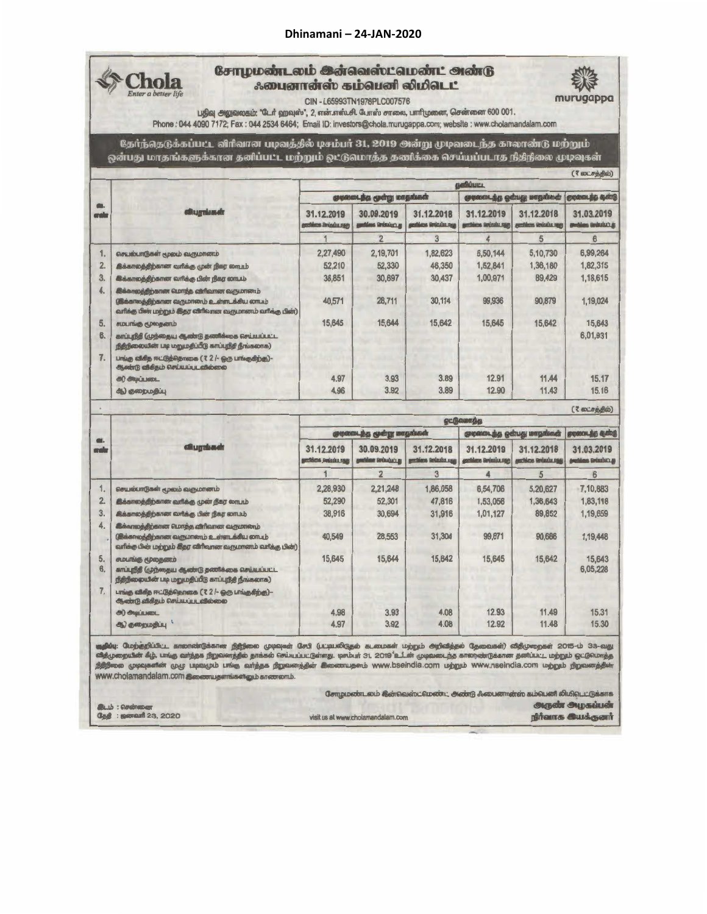Dhinamani – 24-JAN-2020

# சோழமண்டலம் இன்வெஸ்ட்மெண்ட் அண்டு ஃபைனான்ஸ் கம்பெனி லிமிடெட்

Chola
Enter a better life

murugappa

CIN - L65993TN1978PLC007576

பதிவு அலுவலகம்: "டேர் ஹவுஸ்", 2, என்.எஸ்.சி. போஸ் சாலை, பாரிமுனை, சென்னை 600 001.

Phone : 044 4090 7172; Fax : 044 2534 6464; Email ID: investors@chola.murugappa.com; website : www.cholamandalam.com

## தேர்ந்தெடுக்கப்பட்ட விரிவான படிவத்தில் டிசம்பர் 31, 2019 அன்று முடிவடைந்த காலாண்டு மற்றும் ஒன்பது மாதங்களுக்கான தனிப்பட்ட மற்றும் ஒட்டுமொத்த தணிக்கை செய்யப்படாத நிதிநிலை முடிவுகள்

(₹ லட்சத்தில்)

| வ. எண் | விபரங்கள் | தனிப்பட்ட | | | | | |
|---|---|---|---|---|---|---|---|
| | | முடிவடைந்த மூன்று மாதங்கள் | | | முடிவடைந்த ஒன்பது மாதங்கள் | | முடிவடைந்த ஆண்டு |
| | | 31.12.2019 தணிக்கை செய்யப்படாதது | 30.09.2019 தணிக்கை செய்யப்படாதது | 31.12.2018 தணிக்கை செய்யப்படாதது | 31.12.2019 தணிக்கை செய்யப்படாதது | 31.12.2018 தணிக்கை செய்யப்படாதது | 31.03.2019 தணிக்கை செய்யப்பட்டது |
| | | 1 | 2 | 3 | 4 | 5 | 6 |
| 1. | செயல்பாடுகள் மூலம் வருமானம் | 2,27,490 | 2,19,701 | 1,82,623 | 6,50,144 | 5,10,730 | 6,99,264 |
| 2. | இக்காலத்திற்கான வரிக்கு முன் நிகர லாபம் | 52,210 | 52,330 | 46,350 | 1,52,641 | 1,36,180 | 1,82,315 |
| 3. | இக்காலத்திற்கான வரிக்கு பின் நிகர லாபம் | 38,851 | 30,697 | 30,437 | 1,00,971 | 89,429 | 1,18,615 |
| 4. | இக்காலத்திற்கான மொத்த விரிவான வருமானம் (இக்காலத்திற்கான வருமானம் உள்ளடக்கிய லாபம் வரிக்கு பின் மற்றும் இதர விரிவான வருமானம் வரிக்கு பின்) | 40,571 | 28,711 | 30,114 | 99,936 | 90,879 | 1,19,024 |
| 5. | சமபங்கு மூலதனம் | 15,645 | 15,644 | 15,642 | 15,645 | 15,642 | 15,643 |
| 6. | காப்புநிதி (முந்தைய ஆண்டு தணிக்கை செய்யப்பட்ட நிதிநிலையின் படி மறுமதிப்பீடு காப்புநிதி நீங்கலாக) | | | | | | 6,01,931 |
| 7. | பங்கு விகித ஈட்டுத்தொகை (₹ 2/- ஒரு பங்கிற்கு)- ஆண்டு விகிதம் செய்யப்படவில்லை | | | | | | |
| | அ) அடிப்படை | 4.97 | 3.93 | 3.89 | 12.91 | 11.44 | 15.17 |
| | ஆ) குறைமதிப்பு | 4.96 | 3.92 | 3.89 | 12.90 | 11.43 | 15.16 |

(₹ லட்சத்தில்)

| வ. எண் | விபரங்கள் | ஒட்டுமொத்த | | | | | |
|---|---|---|---|---|---|---|---|
| | | முடிவடைந்த மூன்று மாதங்கள் | | | முடிவடைந்த ஒன்பது மாதங்கள் | | முடிவடைந்த ஆண்டு |
| | | 31.12.2019 தணிக்கை செய்யப்படாதது | 30.09.2019 தணிக்கை செய்யப்படாதது | 31.12.2018 தணிக்கை செய்யப்படாதது | 31.12.2019 தணிக்கை செய்யப்படாதது | 31.12.2018 தணிக்கை செய்யப்படாதது | 31.03.2019 தணிக்கை செய்யப்பட்டது |
| | | 1 | 2 | 3 | 4 | 5 | 6 |
| 1. | செயல்பாடுகள் மூலம் வருமானம் | 2,28,930 | 2,21,248 | 1,86,058 | 6,54,706 | 5,20,627 | 7,10,883 |
| 2. | இக்காலத்திற்கான வரிக்கு முன் நிகர லாபம் | 52,290 | 52,301 | 47,816 | 1,53,058 | 1,36,643 | 1,83,118 |
| 3. | இக்காலத்திற்கான வரிக்கு பின் நிகர லாபம் | 38,916 | 30,694 | 31,916 | 1,01,127 | 89,852 | 1,19,659 |
| 4. | இக்காலத்திற்கான மொத்த விரிவான வருமானம் (இக்காலத்திற்கான வருமானம் உள்ளடக்கிய லாபம் வரிக்கு பின் மற்றும் இதர விரிவான வருமானம் வரிக்கு பின்) | 40,549 | 28,553 | 31,304 | 99,671 | 90,686 | 1,19,448 |
| 5. | சமபங்கு மூலதனம் | 15,645 | 15,644 | 15,642 | 15,645 | 15,642 | 15,643 |
| 6. | காப்புநிதி (முந்தைய ஆண்டு தணிக்கை செய்யப்பட்ட நிதிநிலையின் படி மறுமதிப்பீடு காப்புநிதி நீங்கலாக) | | | | | | 6,05,228 |
| 7. | பங்கு விகித ஈட்டுத்தொகை (₹ 2/- ஒரு பங்கிற்கு)- ஆண்டு விகிதம் செய்யப்படவில்லை | | | | | | |
| | அ) அடிப்படை | 4.98 | 3.93 | 4.08 | 12.93 | 11.49 | 15.31 |
| | ஆ) குறைமதிப்பு | 4.97 | 3.92 | 4.08 | 12.92 | 11.48 | 15.30 |

**குறிப்பு:** மேற்குறிப்பிட்ட காலாண்டுக்கான நிதிநிலை முடிவுகள் செபி (பட்டியலிடுதல் கடமைகள் மற்றும் அறிவித்தல் தேவைகள்) விதிமுறைகள் 2015-ம் 33-வது விதிமுறையின் கீழ், பங்கு வர்த்தக நிறுவனத்தில் தாக்கல் செய்யப்பட்டுள்ளது. டிசம்பர் 31, 2019 உடன் முடிவடைந்த காலாண்டுக்கான தனிப்பட்ட மற்றும் ஒட்டுமொத்த நிதிநிலை முடிவுகளின் முழு படிவமும் பங்கு வர்த்தக நிறுவனத்தின் இணையதளம் www.bseindia.com மற்றும் www.nseindia.com மற்றும் நிறுவனத்தின் www.cholamandalam.com இணையதளங்களிலும் காணலாம்.

சோழமண்டலம் இன்வெஸ்ட்மெண்ட் அண்டு ஃபைனான்ஸ் கம்பெனி லிமிடெட்டுக்காக

**அருண் அழகப்பன்**

**நிர்வாக இயக்குனர்**

இடம் : சென்னை

தேதி : ஜனவரி 23, 2020

visit us at www.cholamandalam.com